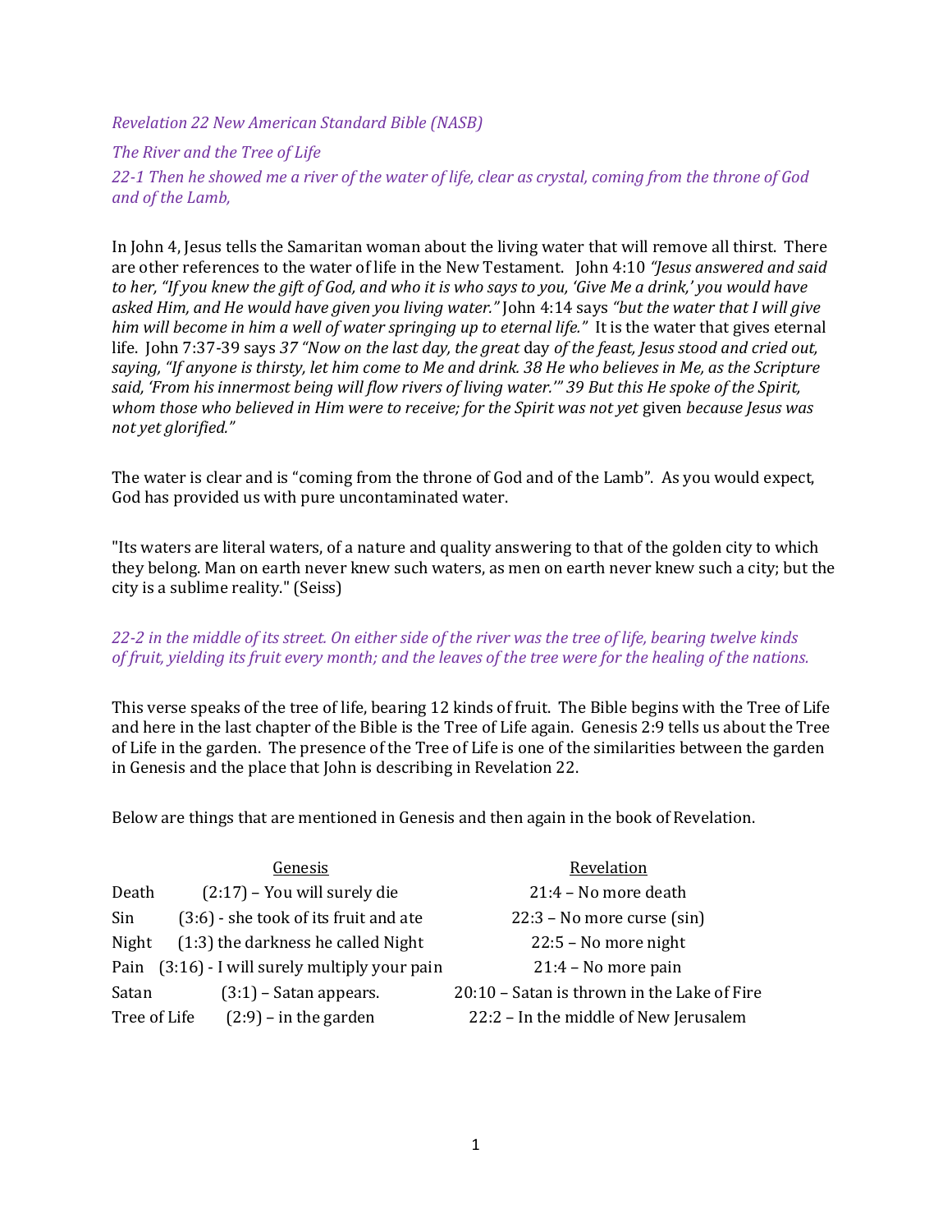*Revelation 22 New American Standard Bible (NASB)*

*The River and the Tree of Life*

*22-1 Then he showed me a river of the water of life, clear as crystal, coming from the throne of God and of the Lamb,*

In John 4, Jesus tells the Samaritan woman about the living water that will remove all thirst. There are other references to the water of life in the New Testament. John 4:10 *"Jesus answered and said to her, "If you knew the gift of God, and who it is who says to you, 'Give Me a drink,' you would have asked Him, and He would have given you living water."* John 4:14 says *"but the water that I will give him will become in him a well of water springing up to eternal life."* It is the water that gives eternal life. John 7:37-39 says *37 "Now on the last day, the great* day *of the feast, Jesus stood and cried out, saying, "If anyone is thirsty, let him come to Me and drink. 38 He who believes in Me, as the Scripture said, 'From his innermost being will flow rivers of living water.'" 39 But this He spoke of the Spirit, whom those who believed in Him were to receive; for the Spirit was not yet* given *because Jesus was not yet glorified."*

The water is clear and is "coming from the throne of God and of the Lamb". As you would expect, God has provided us with pure uncontaminated water.

"Its waters are literal waters, of a nature and quality answering to that of the golden city to which they belong. Man on earth never knew such waters, as men on earth never knew such a city; but the city is a sublime reality." (Seiss)

*22-2 in the middle of its street. On either side of the river was the tree of life, bearing twelve kinds of fruit, yielding its fruit every month; and the leaves of the tree were for the healing of the nations.*

This verse speaks of the tree of life, bearing 12 kinds of fruit. The Bible begins with the Tree of Life and here in the last chapter of the Bible is the Tree of Life again. Genesis 2:9 tells us about the Tree of Life in the garden. The presence of the Tree of Life is one of the similarities between the garden in Genesis and the place that John is describing in Revelation 22.

Below are things that are mentioned in Genesis and then again in the book of Revelation.

| | Genesis | Revelation |
|---|---|---|
| Death | (2:17) – You will surely die | 21:4 – No more death |
| Sin | (3:6) - she took of its fruit and ate | 22:3 – No more curse (sin) |
| Night | (1:3) the darkness he called Night | 22:5 – No more night |
| Pain | (3:16) - I will surely multiply your pain | 21:4 – No more pain |
| Satan | (3:1) – Satan appears. | 20:10 – Satan is thrown in the Lake of Fire |
| Tree of Life | (2:9) – in the garden | 22:2 – In the middle of New Jerusalem |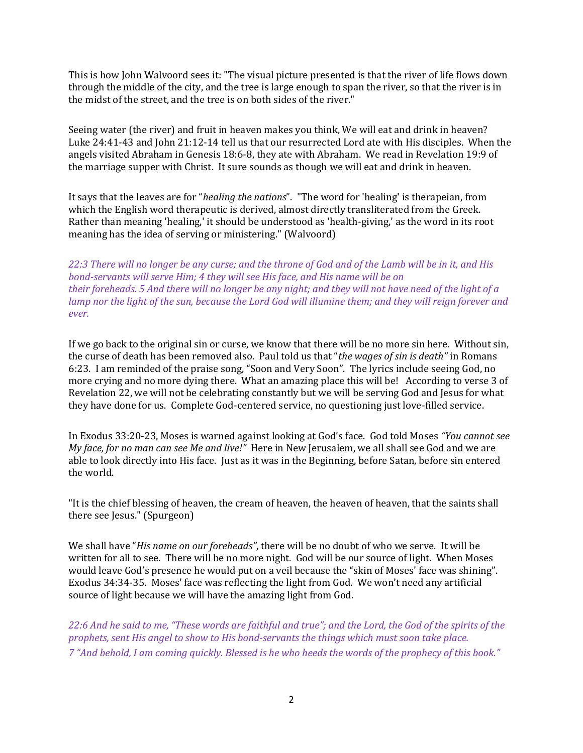This is how John Walvoord sees it: "The visual picture presented is that the river of life flows down through the middle of the city, and the tree is large enough to span the river, so that the river is in the midst of the street, and the tree is on both sides of the river."

Seeing water (the river) and fruit in heaven makes you think, We will eat and drink in heaven? Luke 24:41-43 and John 21:12-14 tell us that our resurrected Lord ate with His disciples. When the angels visited Abraham in Genesis 18:6-8, they ate with Abraham. We read in Revelation 19:9 of the marriage supper with Christ. It sure sounds as though we will eat and drink in heaven.

It says that the leaves are for "*healing the nations*". "The word for 'healing' is therapeian, from which the English word therapeutic is derived, almost directly transliterated from the Greek. Rather than meaning 'healing,' it should be understood as 'health-giving,' as the word in its root meaning has the idea of serving or ministering." (Walvoord)

*22:3 There will no longer be any curse; and the throne of God and of the Lamb will be in it, and His bond-servants will serve Him; 4 they will see His face, and His name will be on their foreheads. 5 And there will no longer be any night; and they will not have need of the light of a lamp nor the light of the sun, because the Lord God will illumine them; and they will reign forever and ever.*

If we go back to the original sin or curse, we know that there will be no more sin here. Without sin, the curse of death has been removed also. Paul told us that "*the wages of sin is death"* in Romans 6:23. I am reminded of the praise song, "Soon and Very Soon". The lyrics include seeing God, no more crying and no more dying there. What an amazing place this will be! According to verse 3 of Revelation 22, we will not be celebrating constantly but we will be serving God and Jesus for what they have done for us. Complete God-centered service, no questioning just love-filled service.

In Exodus 33:20-23, Moses is warned against looking at God's face. God told Moses *"You cannot see My face, for no man can see Me and live!"* Here in New Jerusalem, we all shall see God and we are able to look directly into His face. Just as it was in the Beginning, before Satan, before sin entered the world.

"It is the chief blessing of heaven, the cream of heaven, the heaven of heaven, that the saints shall there see Jesus." (Spurgeon)

We shall have "*His name on our foreheads"*, there will be no doubt of who we serve. It will be written for all to see. There will be no more night. God will be our source of light. When Moses would leave God's presence he would put on a veil because the "skin of Moses' face was shining". Exodus 34:34-35. Moses' face was reflecting the light from God. We won't need any artificial source of light because we will have the amazing light from God.

*22:6 And he said to me, "These words are faithful and true"; and the Lord, the God of the spirits of the prophets, sent His angel to show to His bond-servants the things which must soon take place.*
*7 "And behold, I am coming quickly. Blessed is he who heeds the words of the prophecy of this book."*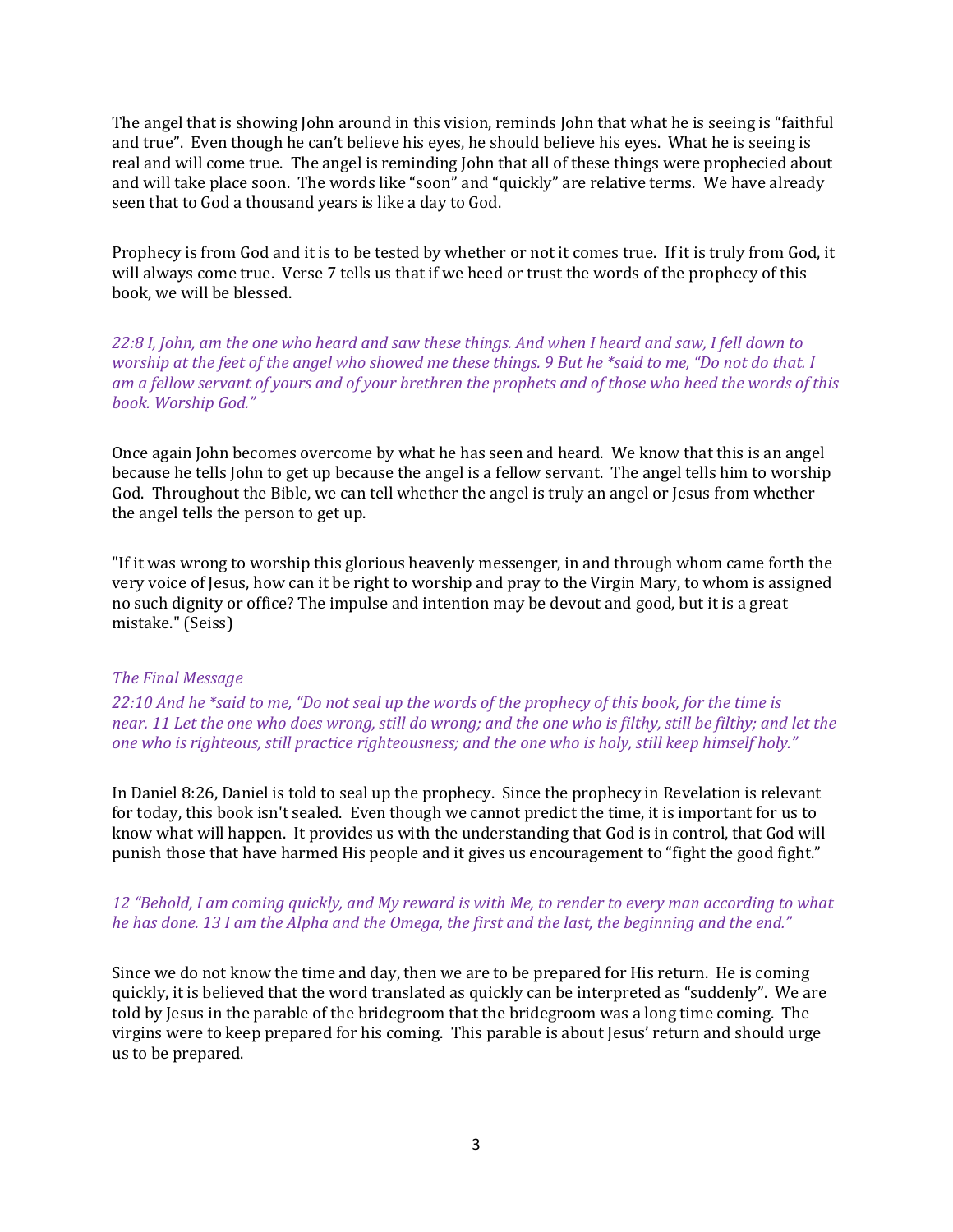The angel that is showing John around in this vision, reminds John that what he is seeing is "faithful and true". Even though he can't believe his eyes, he should believe his eyes. What he is seeing is real and will come true. The angel is reminding John that all of these things were prophecied about and will take place soon. The words like "soon" and "quickly" are relative terms. We have already seen that to God a thousand years is like a day to God.

Prophecy is from God and it is to be tested by whether or not it comes true. If it is truly from God, it will always come true. Verse 7 tells us that if we heed or trust the words of the prophecy of this book, we will be blessed.

*22:8 I, John, am the one who heard and saw these things. And when I heard and saw, I fell down to worship at the feet of the angel who showed me these things. 9 But he *said to me, "Do not do that. I am a fellow servant of yours and of your brethren the prophets and of those who heed the words of this book. Worship God."*

Once again John becomes overcome by what he has seen and heard. We know that this is an angel because he tells John to get up because the angel is a fellow servant. The angel tells him to worship God. Throughout the Bible, we can tell whether the angel is truly an angel or Jesus from whether the angel tells the person to get up.

"If it was wrong to worship this glorious heavenly messenger, in and through whom came forth the very voice of Jesus, how can it be right to worship and pray to the Virgin Mary, to whom is assigned no such dignity or office? The impulse and intention may be devout and good, but it is a great mistake." (Seiss)

*The Final Message*

*22:10 And he *said to me, "Do not seal up the words of the prophecy of this book, for the time is near. 11 Let the one who does wrong, still do wrong; and the one who is filthy, still be filthy; and let the one who is righteous, still practice righteousness; and the one who is holy, still keep himself holy."*

In Daniel 8:26, Daniel is told to seal up the prophecy. Since the prophecy in Revelation is relevant for today, this book isn't sealed. Even though we cannot predict the time, it is important for us to know what will happen. It provides us with the understanding that God is in control, that God will punish those that have harmed His people and it gives us encouragement to "fight the good fight."

*12 "Behold, I am coming quickly, and My reward is with Me, to render to every man according to what he has done. 13 I am the Alpha and the Omega, the first and the last, the beginning and the end."*

Since we do not know the time and day, then we are to be prepared for His return. He is coming quickly, it is believed that the word translated as quickly can be interpreted as "suddenly". We are told by Jesus in the parable of the bridegroom that the bridegroom was a long time coming. The virgins were to keep prepared for his coming. This parable is about Jesus' return and should urge us to be prepared.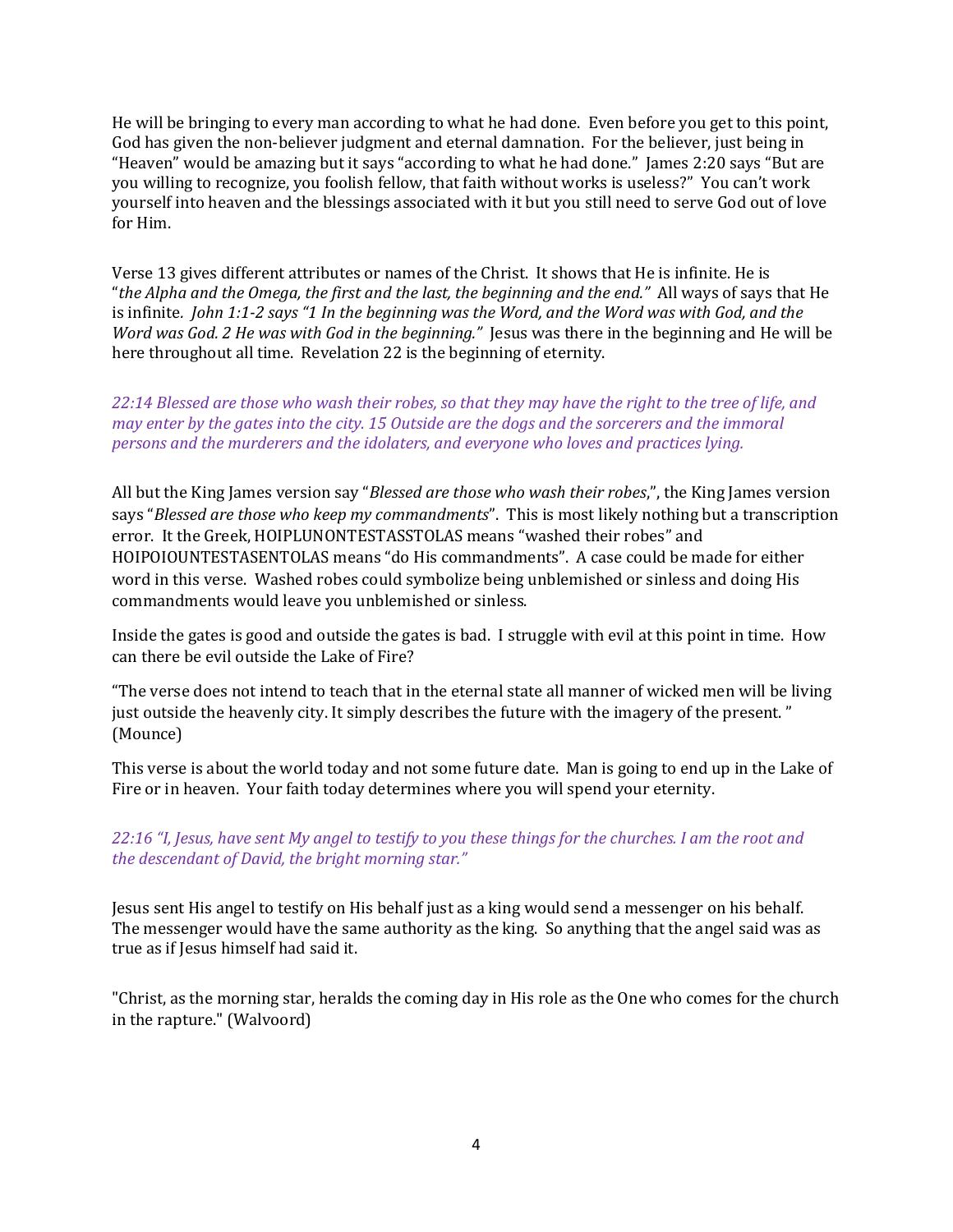He will be bringing to every man according to what he had done. Even before you get to this point, God has given the non-believer judgment and eternal damnation. For the believer, just being in "Heaven" would be amazing but it says "according to what he had done." James 2:20 says "But are you willing to recognize, you foolish fellow, that faith without works is useless?" You can't work yourself into heaven and the blessings associated with it but you still need to serve God out of love for Him.

Verse 13 gives different attributes or names of the Christ. It shows that He is infinite. He is "*the Alpha and the Omega, the first and the last, the beginning and the end."* All ways of says that He is infinite. *John 1:1-2 says "1 In the beginning was the Word, and the Word was with God, and the Word was God. 2 He was with God in the beginning."* Jesus was there in the beginning and He will be here throughout all time. Revelation 22 is the beginning of eternity.

*22:14 Blessed are those who wash their robes, so that they may have the right to the tree of life, and may enter by the gates into the city. 15 Outside are the dogs and the sorcerers and the immoral persons and the murderers and the idolaters, and everyone who loves and practices lying.*

All but the King James version say "*Blessed are those who wash their robes*,", the King James version says "*Blessed are those who keep my commandments*". This is most likely nothing but a transcription error. It the Greek, HOIPLUNONTESTASSTOLAS means "washed their robes" and HOIPOIOUNTESTASENTOLAS means "do His commandments". A case could be made for either word in this verse. Washed robes could symbolize being unblemished or sinless and doing His commandments would leave you unblemished or sinless.

Inside the gates is good and outside the gates is bad. I struggle with evil at this point in time. How can there be evil outside the Lake of Fire?

"The verse does not intend to teach that in the eternal state all manner of wicked men will be living just outside the heavenly city. It simply describes the future with the imagery of the present. " (Mounce)

This verse is about the world today and not some future date. Man is going to end up in the Lake of Fire or in heaven. Your faith today determines where you will spend your eternity.

*22:16 "I, Jesus, have sent My angel to testify to you these things for the churches. I am the root and the descendant of David, the bright morning star."*

Jesus sent His angel to testify on His behalf just as a king would send a messenger on his behalf. The messenger would have the same authority as the king. So anything that the angel said was as true as if Jesus himself had said it.

"Christ, as the morning star, heralds the coming day in His role as the One who comes for the church in the rapture." (Walvoord)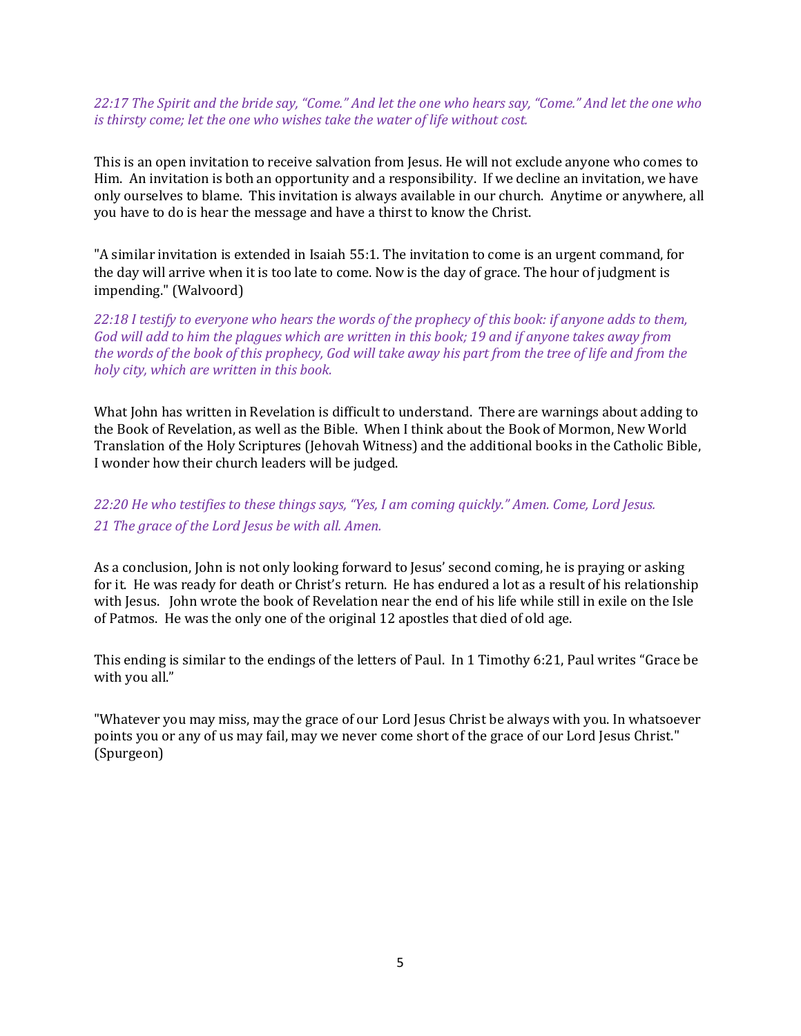*22:17 The Spirit and the bride say, "Come." And let the one who hears say, "Come." And let the one who is thirsty come; let the one who wishes take the water of life without cost.*

This is an open invitation to receive salvation from Jesus. He will not exclude anyone who comes to Him. An invitation is both an opportunity and a responsibility. If we decline an invitation, we have only ourselves to blame. This invitation is always available in our church. Anytime or anywhere, all you have to do is hear the message and have a thirst to know the Christ.

"A similar invitation is extended in Isaiah 55:1. The invitation to come is an urgent command, for the day will arrive when it is too late to come. Now is the day of grace. The hour of judgment is impending." (Walvoord)

*22:18 I testify to everyone who hears the words of the prophecy of this book: if anyone adds to them, God will add to him the plagues which are written in this book; 19 and if anyone takes away from the words of the book of this prophecy, God will take away his part from the tree of life and from the holy city, which are written in this book.*

What John has written in Revelation is difficult to understand. There are warnings about adding to the Book of Revelation, as well as the Bible. When I think about the Book of Mormon, New World Translation of the Holy Scriptures (Jehovah Witness) and the additional books in the Catholic Bible, I wonder how their church leaders will be judged.

*22:20 He who testifies to these things says, "Yes, I am coming quickly." Amen. Come, Lord Jesus.*
*21 The grace of the Lord Jesus be with all. Amen.*

As a conclusion, John is not only looking forward to Jesus' second coming, he is praying or asking for it. He was ready for death or Christ's return. He has endured a lot as a result of his relationship with Jesus. John wrote the book of Revelation near the end of his life while still in exile on the Isle of Patmos. He was the only one of the original 12 apostles that died of old age.

This ending is similar to the endings of the letters of Paul. In 1 Timothy 6:21, Paul writes "Grace be with you all."

"Whatever you may miss, may the grace of our Lord Jesus Christ be always with you. In whatsoever points you or any of us may fail, may we never come short of the grace of our Lord Jesus Christ." (Spurgeon)